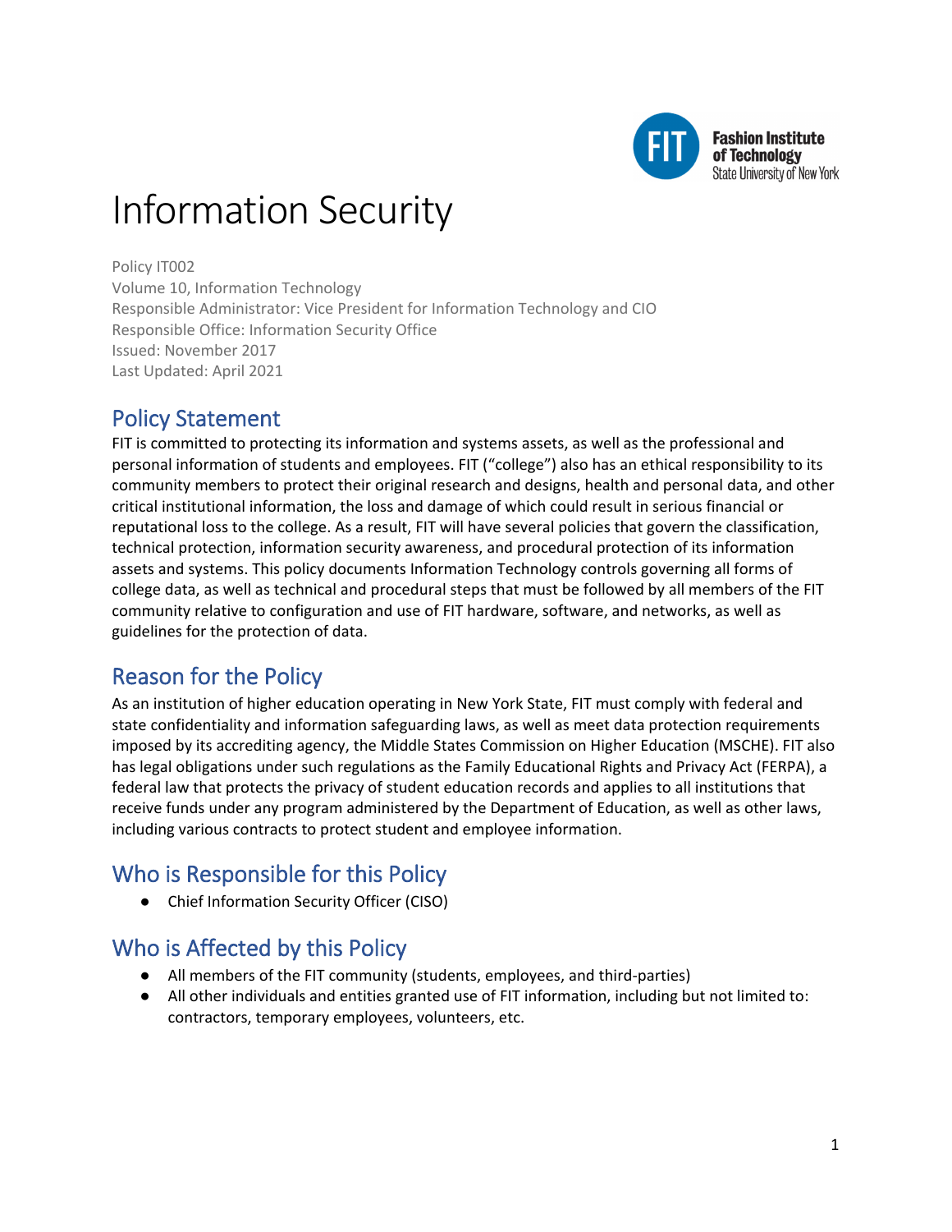# Information Security

Policy IT002
Volume 10, Information Technology
Responsible Administrator: Vice President for Information Technology and CIO
Responsible Office: Information Security Office
Issued: November 2017
Last Updated: April 2021

## Policy Statement

FIT is committed to protecting its information and systems assets, as well as the professional and personal information of students and employees. FIT ("college") also has an ethical responsibility to its community members to protect their original research and designs, health and personal data, and other critical institutional information, the loss and damage of which could result in serious financial or reputational loss to the college. As a result, FIT will have several policies that govern the classification, technical protection, information security awareness, and procedural protection of its information assets and systems. This policy documents Information Technology controls governing all forms of college data, as well as technical and procedural steps that must be followed by all members of the FIT community relative to configuration and use of FIT hardware, software, and networks, as well as guidelines for the protection of data.

## Reason for the Policy

As an institution of higher education operating in New York State, FIT must comply with federal and state confidentiality and information safeguarding laws, as well as meet data protection requirements imposed by its accrediting agency, the Middle States Commission on Higher Education (MSCHE). FIT also has legal obligations under such regulations as the Family Educational Rights and Privacy Act (FERPA), a federal law that protects the privacy of student education records and applies to all institutions that receive funds under any program administered by the Department of Education, as well as other laws, including various contracts to protect student and employee information.

## Who is Responsible for this Policy

- Chief Information Security Officer (CISO)

## Who is Affected by this Policy

- All members of the FIT community (students, employees, and third-parties)
- All other individuals and entities granted use of FIT information, including but not limited to: contractors, temporary employees, volunteers, etc.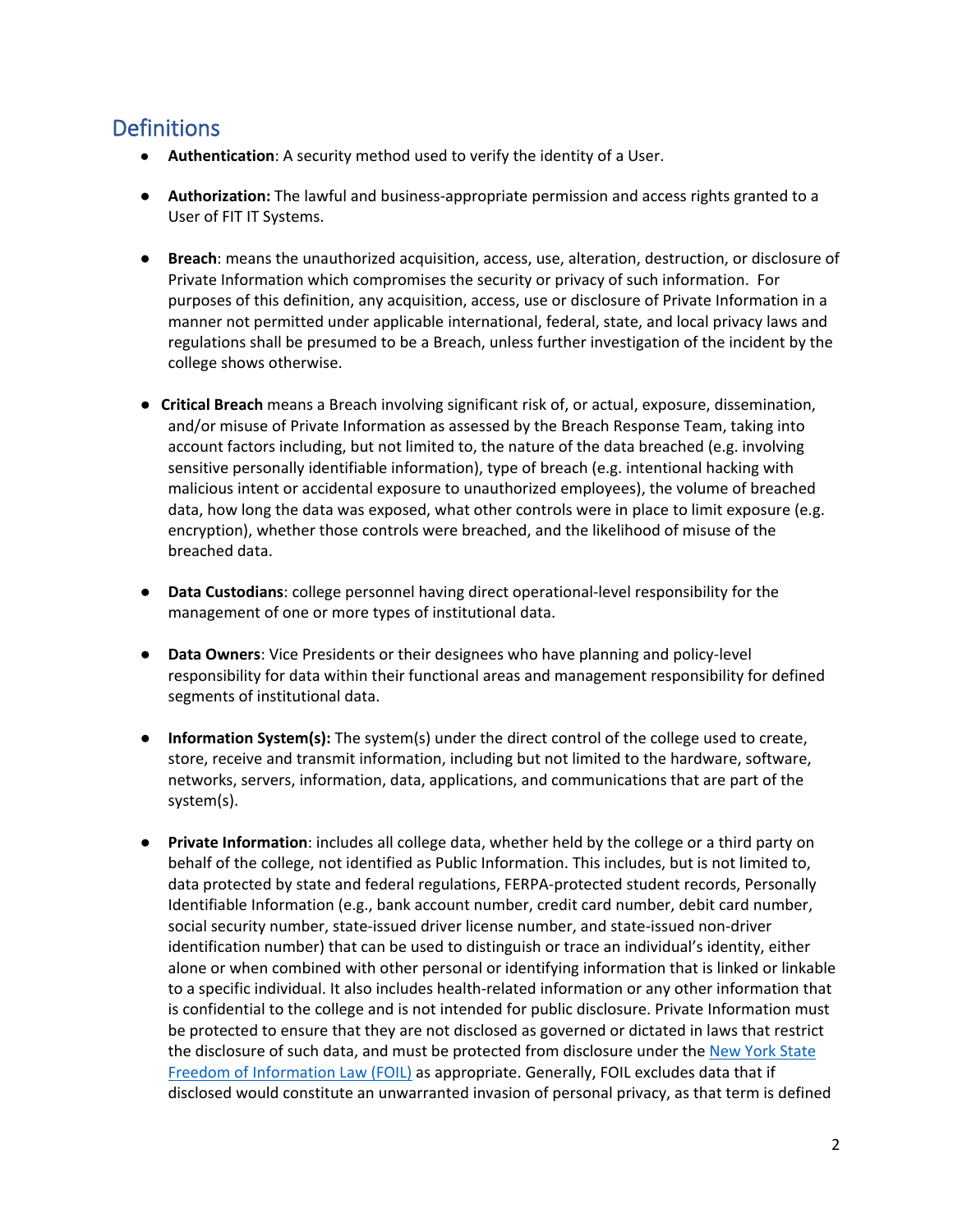## Definitions

- **Authentication**: A security method used to verify the identity of a User.
- **Authorization:** The lawful and business-appropriate permission and access rights granted to a User of FIT IT Systems.
- **Breach**: means the unauthorized acquisition, access, use, alteration, destruction, or disclosure of Private Information which compromises the security or privacy of such information. For purposes of this definition, any acquisition, access, use or disclosure of Private Information in a manner not permitted under applicable international, federal, state, and local privacy laws and regulations shall be presumed to be a Breach, unless further investigation of the incident by the college shows otherwise.
- **Critical Breach** means a Breach involving significant risk of, or actual, exposure, dissemination, and/or misuse of Private Information as assessed by the Breach Response Team, taking into account factors including, but not limited to, the nature of the data breached (e.g. involving sensitive personally identifiable information), type of breach (e.g. intentional hacking with malicious intent or accidental exposure to unauthorized employees), the volume of breached data, how long the data was exposed, what other controls were in place to limit exposure (e.g. encryption), whether those controls were breached, and the likelihood of misuse of the breached data.
- **Data Custodians**: college personnel having direct operational-level responsibility for the management of one or more types of institutional data.
- **Data Owners**: Vice Presidents or their designees who have planning and policy-level responsibility for data within their functional areas and management responsibility for defined segments of institutional data.
- **Information System(s):** The system(s) under the direct control of the college used to create, store, receive and transmit information, including but not limited to the hardware, software, networks, servers, information, data, applications, and communications that are part of the system(s).
- **Private Information**: includes all college data, whether held by the college or a third party on behalf of the college, not identified as Public Information. This includes, but is not limited to, data protected by state and federal regulations, FERPA-protected student records, Personally Identifiable Information (e.g., bank account number, credit card number, debit card number, social security number, state-issued driver license number, and state-issued non-driver identification number) that can be used to distinguish or trace an individual's identity, either alone or when combined with other personal or identifying information that is linked or linkable to a specific individual. It also includes health-related information or any other information that is confidential to the college and is not intended for public disclosure. Private Information must be protected to ensure that they are not disclosed as governed or dictated in laws that restrict the disclosure of such data, and must be protected from disclosure under the New York State Freedom of Information Law (FOIL) as appropriate. Generally, FOIL excludes data that if disclosed would constitute an unwarranted invasion of personal privacy, as that term is defined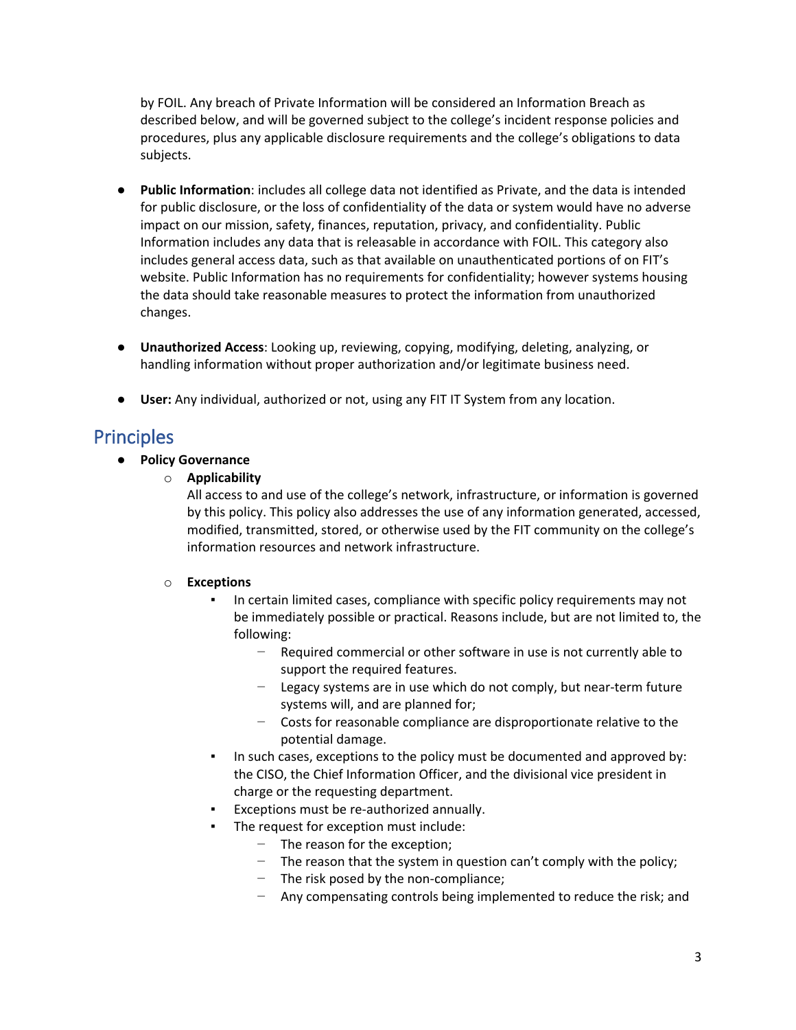by FOIL. Any breach of Private Information will be considered an Information Breach as described below, and will be governed subject to the college's incident response policies and procedures, plus any applicable disclosure requirements and the college's obligations to data subjects.

- **Public Information**: includes all college data not identified as Private, and the data is intended for public disclosure, or the loss of confidentiality of the data or system would have no adverse impact on our mission, safety, finances, reputation, privacy, and confidentiality. Public Information includes any data that is releasable in accordance with FOIL. This category also includes general access data, such as that available on unauthenticated portions of on FIT's website. Public Information has no requirements for confidentiality; however systems housing the data should take reasonable measures to protect the information from unauthorized changes.

- **Unauthorized Access**: Looking up, reviewing, copying, modifying, deleting, analyzing, or handling information without proper authorization and/or legitimate business need.

- **User:** Any individual, authorized or not, using any FIT IT System from any location.

## Principles

- **Policy Governance**
  - **Applicability**
    All access to and use of the college's network, infrastructure, or information is governed by this policy. This policy also addresses the use of any information generated, accessed, modified, transmitted, stored, or otherwise used by the FIT community on the college's information resources and network infrastructure.

  - **Exceptions**
    - In certain limited cases, compliance with specific policy requirements may not be immediately possible or practical. Reasons include, but are not limited to, the following:
      - Required commercial or other software in use is not currently able to support the required features.
      - Legacy systems are in use which do not comply, but near-term future systems will, and are planned for;
      - Costs for reasonable compliance are disproportionate relative to the potential damage.
    - In such cases, exceptions to the policy must be documented and approved by: the CISO, the Chief Information Officer, and the divisional vice president in charge or the requesting department.
    - Exceptions must be re-authorized annually.
    - The request for exception must include:
      - The reason for the exception;
      - The reason that the system in question can't comply with the policy;
      - The risk posed by the non-compliance;
      - Any compensating controls being implemented to reduce the risk; and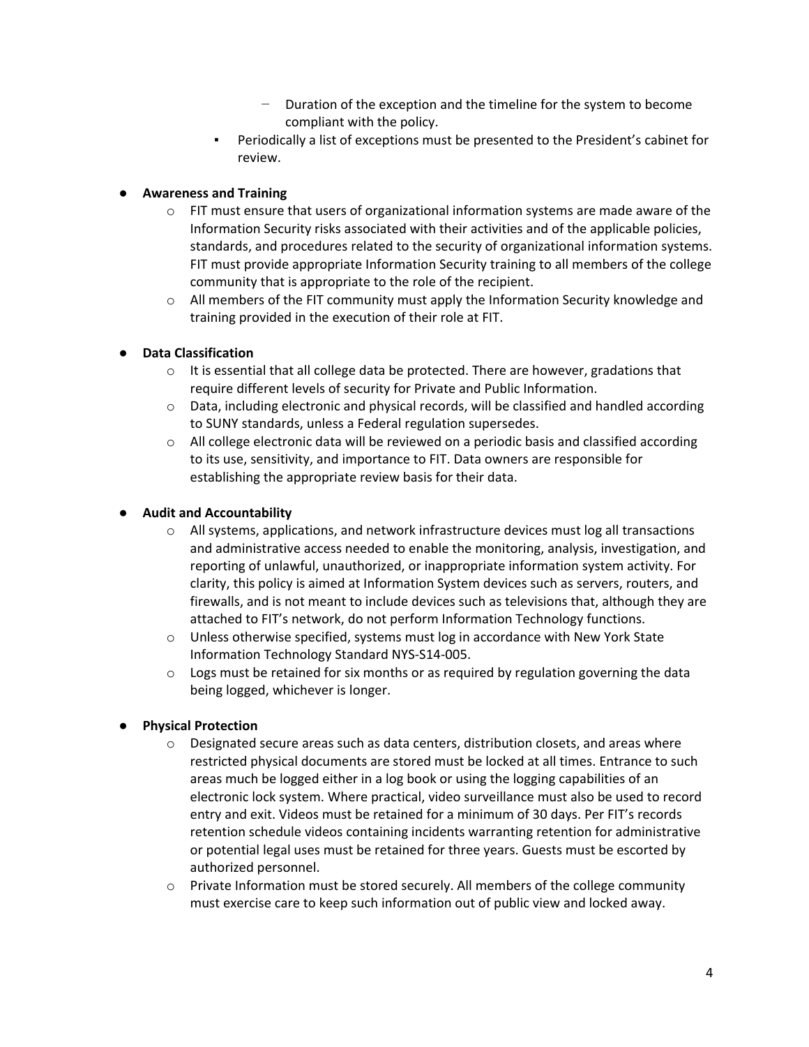- Duration of the exception and the timeline for the system to become compliant with the policy.
  - Periodically a list of exceptions must be presented to the President's cabinet for review.

- **Awareness and Training**
  - FIT must ensure that users of organizational information systems are made aware of the Information Security risks associated with their activities and of the applicable policies, standards, and procedures related to the security of organizational information systems. FIT must provide appropriate Information Security training to all members of the college community that is appropriate to the role of the recipient.
  - All members of the FIT community must apply the Information Security knowledge and training provided in the execution of their role at FIT.

- **Data Classification**
  - It is essential that all college data be protected. There are however, gradations that require different levels of security for Private and Public Information.
  - Data, including electronic and physical records, will be classified and handled according to SUNY standards, unless a Federal regulation supersedes.
  - All college electronic data will be reviewed on a periodic basis and classified according to its use, sensitivity, and importance to FIT. Data owners are responsible for establishing the appropriate review basis for their data.

- **Audit and Accountability**
  - All systems, applications, and network infrastructure devices must log all transactions and administrative access needed to enable the monitoring, analysis, investigation, and reporting of unlawful, unauthorized, or inappropriate information system activity. For clarity, this policy is aimed at Information System devices such as servers, routers, and firewalls, and is not meant to include devices such as televisions that, although they are attached to FIT's network, do not perform Information Technology functions.
  - Unless otherwise specified, systems must log in accordance with New York State Information Technology Standard NYS-S14-005.
  - Logs must be retained for six months or as required by regulation governing the data being logged, whichever is longer.

- **Physical Protection**
  - Designated secure areas such as data centers, distribution closets, and areas where restricted physical documents are stored must be locked at all times. Entrance to such areas much be logged either in a log book or using the logging capabilities of an electronic lock system. Where practical, video surveillance must also be used to record entry and exit. Videos must be retained for a minimum of 30 days. Per FIT's records retention schedule videos containing incidents warranting retention for administrative or potential legal uses must be retained for three years. Guests must be escorted by authorized personnel.
  - Private Information must be stored securely. All members of the college community must exercise care to keep such information out of public view and locked away.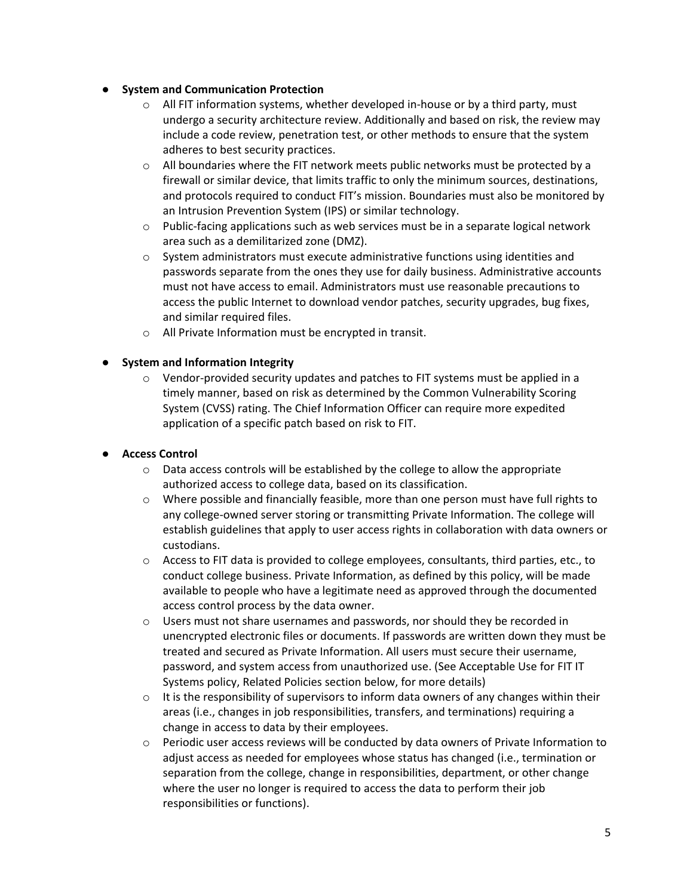- **System and Communication Protection**
  - All FIT information systems, whether developed in-house or by a third party, must undergo a security architecture review. Additionally and based on risk, the review may include a code review, penetration test, or other methods to ensure that the system adheres to best security practices.
  - All boundaries where the FIT network meets public networks must be protected by a firewall or similar device, that limits traffic to only the minimum sources, destinations, and protocols required to conduct FIT's mission. Boundaries must also be monitored by an Intrusion Prevention System (IPS) or similar technology.
  - Public-facing applications such as web services must be in a separate logical network area such as a demilitarized zone (DMZ).
  - System administrators must execute administrative functions using identities and passwords separate from the ones they use for daily business. Administrative accounts must not have access to email. Administrators must use reasonable precautions to access the public Internet to download vendor patches, security upgrades, bug fixes, and similar required files.
  - All Private Information must be encrypted in transit.

- **System and Information Integrity**
  - Vendor-provided security updates and patches to FIT systems must be applied in a timely manner, based on risk as determined by the Common Vulnerability Scoring System (CVSS) rating. The Chief Information Officer can require more expedited application of a specific patch based on risk to FIT.

- **Access Control**
  - Data access controls will be established by the college to allow the appropriate authorized access to college data, based on its classification.
  - Where possible and financially feasible, more than one person must have full rights to any college-owned server storing or transmitting Private Information. The college will establish guidelines that apply to user access rights in collaboration with data owners or custodians.
  - Access to FIT data is provided to college employees, consultants, third parties, etc., to conduct college business. Private Information, as defined by this policy, will be made available to people who have a legitimate need as approved through the documented access control process by the data owner.
  - Users must not share usernames and passwords, nor should they be recorded in unencrypted electronic files or documents. If passwords are written down they must be treated and secured as Private Information. All users must secure their username, password, and system access from unauthorized use. (See Acceptable Use for FIT IT Systems policy, Related Policies section below, for more details)
  - It is the responsibility of supervisors to inform data owners of any changes within their areas (i.e., changes in job responsibilities, transfers, and terminations) requiring a change in access to data by their employees.
  - Periodic user access reviews will be conducted by data owners of Private Information to adjust access as needed for employees whose status has changed (i.e., termination or separation from the college, change in responsibilities, department, or other change where the user no longer is required to access the data to perform their job responsibilities or functions).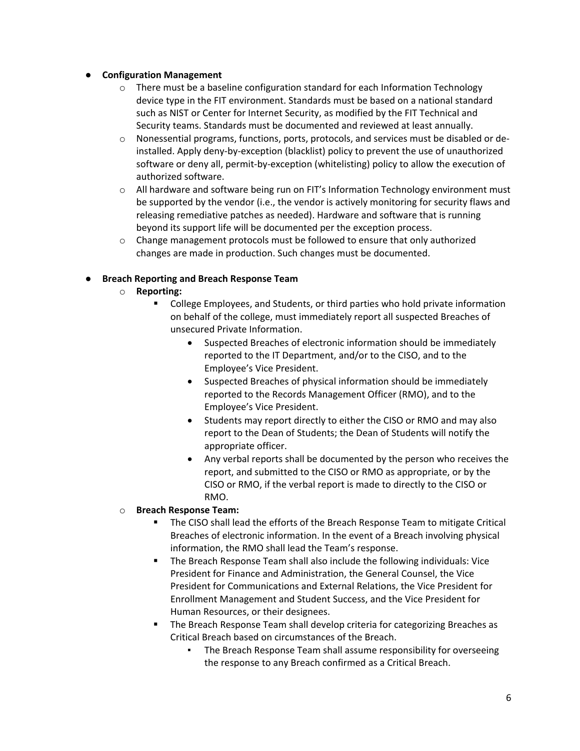- **Configuration Management**
  - There must be a baseline configuration standard for each Information Technology device type in the FIT environment. Standards must be based on a national standard such as NIST or Center for Internet Security, as modified by the FIT Technical and Security teams. Standards must be documented and reviewed at least annually.
  - Nonessential programs, functions, ports, protocols, and services must be disabled or de-installed. Apply deny-by-exception (blacklist) policy to prevent the use of unauthorized software or deny all, permit-by-exception (whitelisting) policy to allow the execution of authorized software.
  - All hardware and software being run on FIT's Information Technology environment must be supported by the vendor (i.e., the vendor is actively monitoring for security flaws and releasing remediative patches as needed). Hardware and software that is running beyond its support life will be documented per the exception process.
  - Change management protocols must be followed to ensure that only authorized changes are made in production. Such changes must be documented.

- **Breach Reporting and Breach Response Team**
  - **Reporting:**
    - College Employees, and Students, or third parties who hold private information on behalf of the college, must immediately report all suspected Breaches of unsecured Private Information.
      - Suspected Breaches of electronic information should be immediately reported to the IT Department, and/or to the CISO, and to the Employee's Vice President.
      - Suspected Breaches of physical information should be immediately reported to the Records Management Officer (RMO), and to the Employee's Vice President.
      - Students may report directly to either the CISO or RMO and may also report to the Dean of Students; the Dean of Students will notify the appropriate officer.
      - Any verbal reports shall be documented by the person who receives the report, and submitted to the CISO or RMO as appropriate, or by the CISO or RMO, if the verbal report is made to directly to the CISO or RMO.
  - **Breach Response Team:**
    - The CISO shall lead the efforts of the Breach Response Team to mitigate Critical Breaches of electronic information. In the event of a Breach involving physical information, the RMO shall lead the Team's response.
    - The Breach Response Team shall also include the following individuals: Vice President for Finance and Administration, the General Counsel, the Vice President for Communications and External Relations, the Vice President for Enrollment Management and Student Success, and the Vice President for Human Resources, or their designees.
    - The Breach Response Team shall develop criteria for categorizing Breaches as Critical Breach based on circumstances of the Breach.
      - The Breach Response Team shall assume responsibility for overseeing the response to any Breach confirmed as a Critical Breach.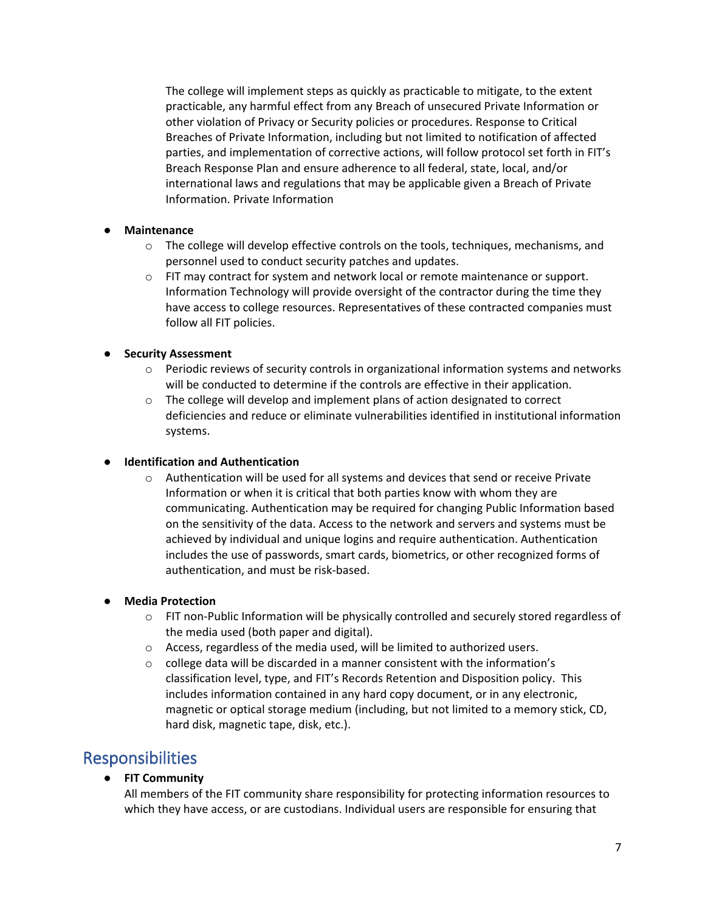The college will implement steps as quickly as practicable to mitigate, to the extent practicable, any harmful effect from any Breach of unsecured Private Information or other violation of Privacy or Security policies or procedures. Response to Critical Breaches of Private Information, including but not limited to notification of affected parties, and implementation of corrective actions, will follow protocol set forth in FIT's Breach Response Plan and ensure adherence to all federal, state, local, and/or international laws and regulations that may be applicable given a Breach of Private Information. Private Information

- **Maintenance**
  - The college will develop effective controls on the tools, techniques, mechanisms, and personnel used to conduct security patches and updates.
  - FIT may contract for system and network local or remote maintenance or support. Information Technology will provide oversight of the contractor during the time they have access to college resources. Representatives of these contracted companies must follow all FIT policies.

- **Security Assessment**
  - Periodic reviews of security controls in organizational information systems and networks will be conducted to determine if the controls are effective in their application.
  - The college will develop and implement plans of action designated to correct deficiencies and reduce or eliminate vulnerabilities identified in institutional information systems.

- **Identification and Authentication**
  - Authentication will be used for all systems and devices that send or receive Private Information or when it is critical that both parties know with whom they are communicating. Authentication may be required for changing Public Information based on the sensitivity of the data. Access to the network and servers and systems must be achieved by individual and unique logins and require authentication. Authentication includes the use of passwords, smart cards, biometrics, or other recognized forms of authentication, and must be risk-based.

- **Media Protection**
  - FIT non-Public Information will be physically controlled and securely stored regardless of the media used (both paper and digital).
  - Access, regardless of the media used, will be limited to authorized users.
  - college data will be discarded in a manner consistent with the information's classification level, type, and FIT's Records Retention and Disposition policy. This includes information contained in any hard copy document, or in any electronic, magnetic or optical storage medium (including, but not limited to a memory stick, CD, hard disk, magnetic tape, disk, etc.).

## Responsibilities

- **FIT Community**

  All members of the FIT community share responsibility for protecting information resources to which they have access, or are custodians. Individual users are responsible for ensuring that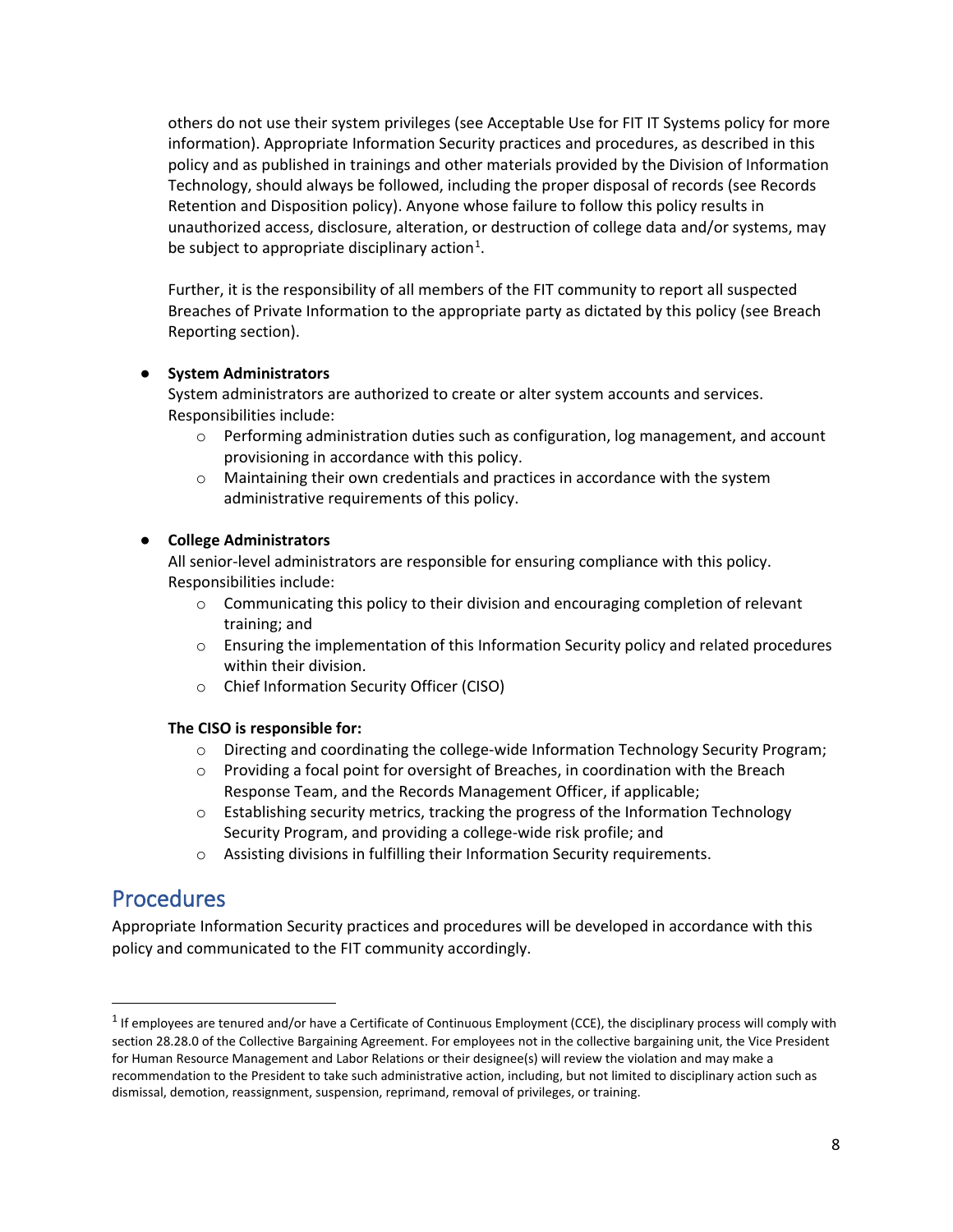others do not use their system privileges (see Acceptable Use for FIT IT Systems policy for more information). Appropriate Information Security practices and procedures, as described in this policy and as published in trainings and other materials provided by the Division of Information Technology, should always be followed, including the proper disposal of records (see Records Retention and Disposition policy). Anyone whose failure to follow this policy results in unauthorized access, disclosure, alteration, or destruction of college data and/or systems, may be subject to appropriate disciplinary action[1].

Further, it is the responsibility of all members of the FIT community to report all suspected Breaches of Private Information to the appropriate party as dictated by this policy (see Breach Reporting section).

- **System Administrators**
  System administrators are authorized to create or alter system accounts and services. Responsibilities include:
  - Performing administration duties such as configuration, log management, and account provisioning in accordance with this policy.
  - Maintaining their own credentials and practices in accordance with the system administrative requirements of this policy.

- **College Administrators**
  All senior-level administrators are responsible for ensuring compliance with this policy. Responsibilities include:
  - Communicating this policy to their division and encouraging completion of relevant training; and
  - Ensuring the implementation of this Information Security policy and related procedures within their division.
  - Chief Information Security Officer (CISO)

  **The CISO is responsible for:**
  - Directing and coordinating the college-wide Information Technology Security Program;
  - Providing a focal point for oversight of Breaches, in coordination with the Breach Response Team, and the Records Management Officer, if applicable;
  - Establishing security metrics, tracking the progress of the Information Technology Security Program, and providing a college-wide risk profile; and
  - Assisting divisions in fulfilling their Information Security requirements.

## Procedures

Appropriate Information Security practices and procedures will be developed in accordance with this policy and communicated to the FIT community accordingly.

---

[1] If employees are tenured and/or have a Certificate of Continuous Employment (CCE), the disciplinary process will comply with section 28.28.0 of the Collective Bargaining Agreement. For employees not in the collective bargaining unit, the Vice President for Human Resource Management and Labor Relations or their designee(s) will review the violation and may make a recommendation to the President to take such administrative action, including, but not limited to disciplinary action such as dismissal, demotion, reassignment, suspension, reprimand, removal of privileges, or training.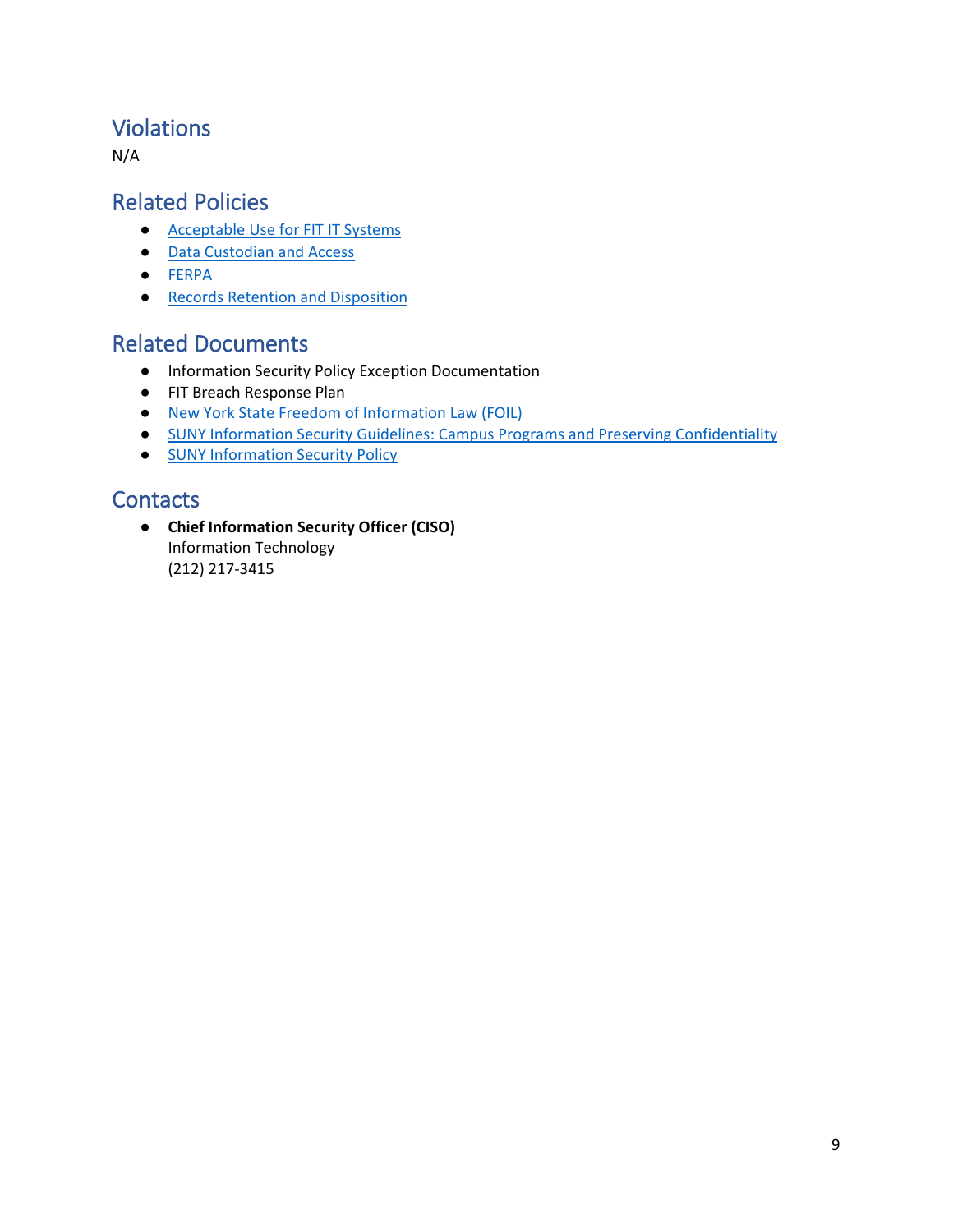## Violations

N/A

## Related Policies

- Acceptable Use for FIT IT Systems
- Data Custodian and Access
- FERPA
- Records Retention and Disposition

## Related Documents

- Information Security Policy Exception Documentation
- FIT Breach Response Plan
- New York State Freedom of Information Law (FOIL)
- SUNY Information Security Guidelines: Campus Programs and Preserving Confidentiality
- SUNY Information Security Policy

## Contacts

- **Chief Information Security Officer (CISO)**
  Information Technology
  (212) 217-3415